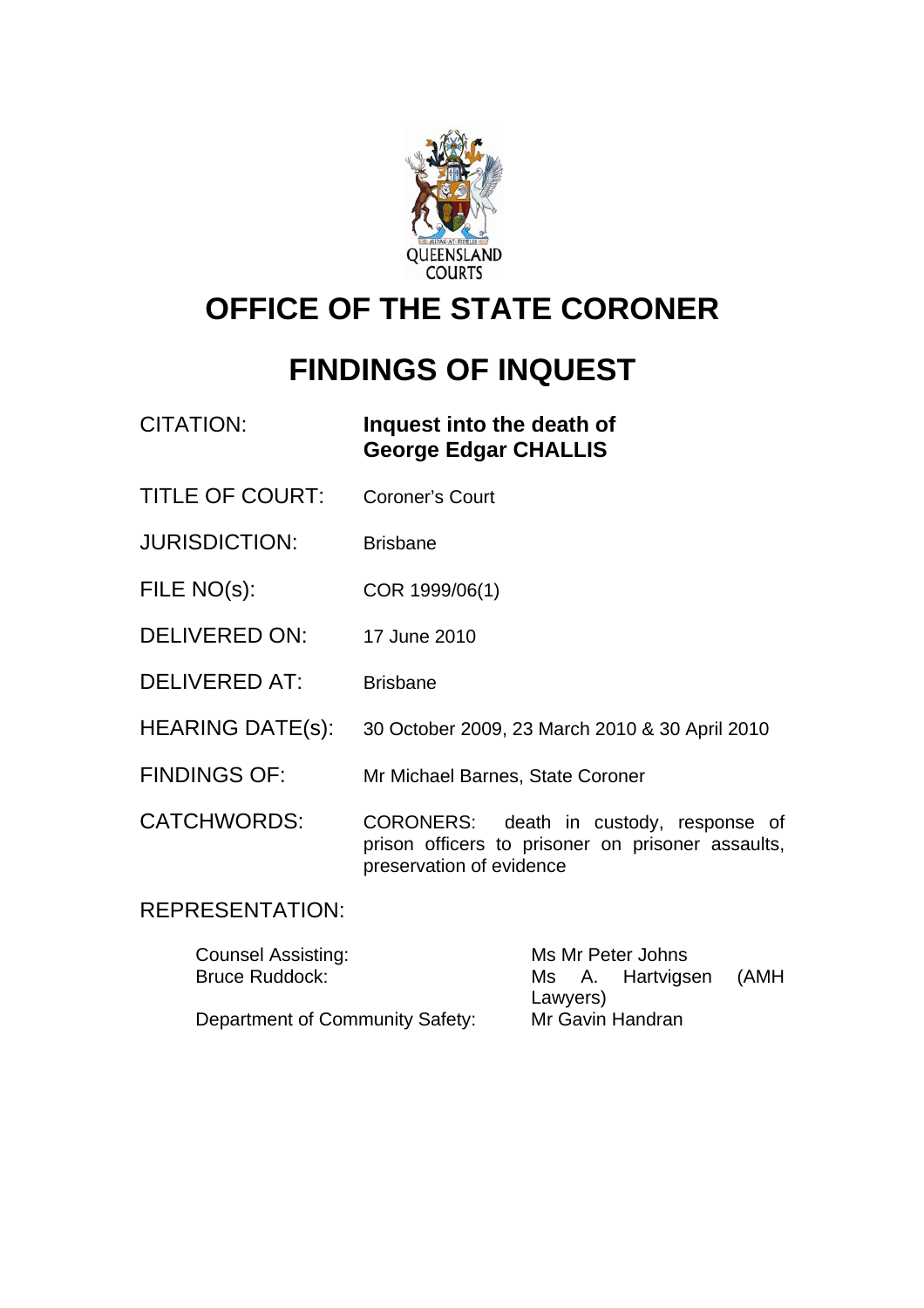QUEENSLAND COURTS

# OFFICE OF THE STATE CORONER

# FINDINGS OF INQUEST

| | |
|---|---|
| CITATION: | **Inquest into the death of George Edgar CHALLIS** |
| TITLE OF COURT: | Coroner's Court |
| JURISDICTION: | Brisbane |
| FILE NO(s): | COR 1999/06(1) |
| DELIVERED ON: | 17 June 2010 |
| DELIVERED AT: | Brisbane |
| HEARING DATE(s): | 30 October 2009, 23 March 2010 & 30 April 2010 |
| FINDINGS OF: | Mr Michael Barnes, State Coroner |
| CATCHWORDS: | CORONERS: death in custody, response of prison officers to prisoner on prisoner assaults, preservation of evidence |

REPRESENTATION:

| | |
|---|---|
| Counsel Assisting: | Ms Mr Peter Johns |
| Bruce Ruddock: | Ms A. Hartvigsen (AMH Lawyers) |
| Department of Community Safety: | Mr Gavin Handran |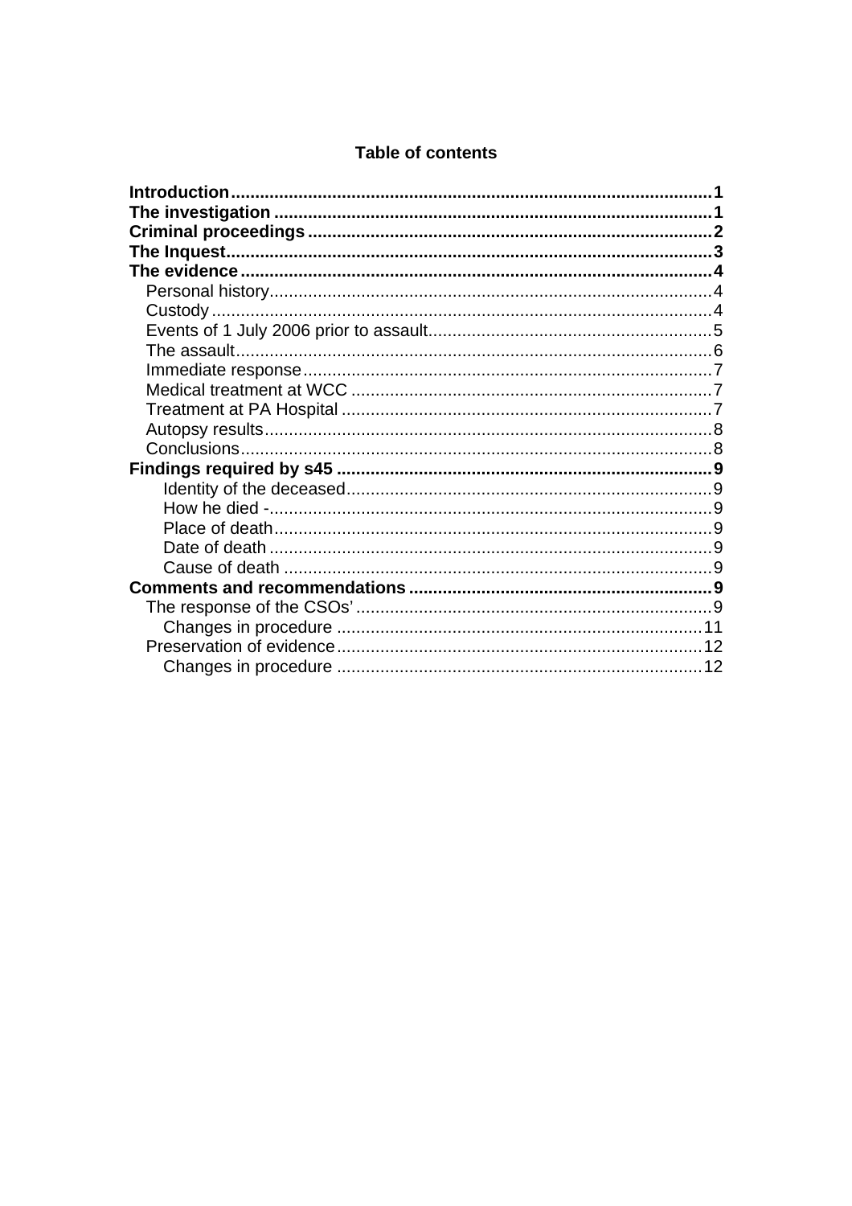**Table of contents**

**Introduction** .......... **1**
**The investigation** .......... **1**
**Criminal proceedings** .......... **2**
**The Inquest** .......... **3**
**The evidence** .......... **4**
- Personal history .......... 4
- Custody .......... 4
- Events of 1 July 2006 prior to assault .......... 5
- The assault .......... 6
- Immediate response .......... 7
- Medical treatment at WCC .......... 7
- Treatment at PA Hospital .......... 7
- Autopsy results .......... 8
- Conclusions .......... 8

**Findings required by s45** .......... **9**
- Identity of the deceased .......... 9
- How he died - .......... 9
- Place of death .......... 9
- Date of death .......... 9
- Cause of death .......... 9

**Comments and recommendations** .......... **9**
- The response of the CSOs' .......... 9
  - Changes in procedure .......... 11
- Preservation of evidence .......... 12
  - Changes in procedure .......... 12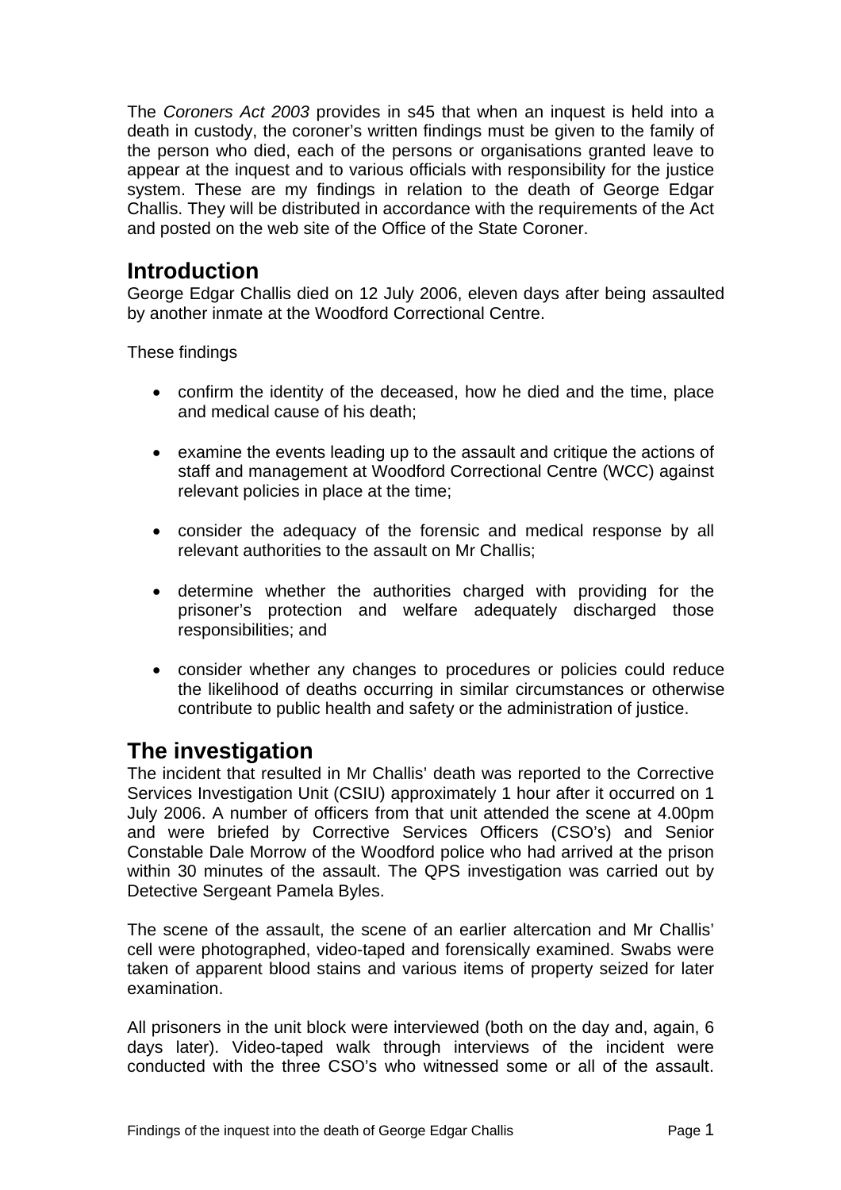The *Coroners Act 2003* provides in s45 that when an inquest is held into a death in custody, the coroner's written findings must be given to the family of the person who died, each of the persons or organisations granted leave to appear at the inquest and to various officials with responsibility for the justice system. These are my findings in relation to the death of George Edgar Challis. They will be distributed in accordance with the requirements of the Act and posted on the web site of the Office of the State Coroner.

## Introduction

George Edgar Challis died on 12 July 2006, eleven days after being assaulted by another inmate at the Woodford Correctional Centre.

These findings

- confirm the identity of the deceased, how he died and the time, place and medical cause of his death;
- examine the events leading up to the assault and critique the actions of staff and management at Woodford Correctional Centre (WCC) against relevant policies in place at the time;
- consider the adequacy of the forensic and medical response by all relevant authorities to the assault on Mr Challis;
- determine whether the authorities charged with providing for the prisoner's protection and welfare adequately discharged those responsibilities; and
- consider whether any changes to procedures or policies could reduce the likelihood of deaths occurring in similar circumstances or otherwise contribute to public health and safety or the administration of justice.

## The investigation

The incident that resulted in Mr Challis' death was reported to the Corrective Services Investigation Unit (CSIU) approximately 1 hour after it occurred on 1 July 2006. A number of officers from that unit attended the scene at 4.00pm and were briefed by Corrective Services Officers (CSO's) and Senior Constable Dale Morrow of the Woodford police who had arrived at the prison within 30 minutes of the assault. The QPS investigation was carried out by Detective Sergeant Pamela Byles.

The scene of the assault, the scene of an earlier altercation and Mr Challis' cell were photographed, video-taped and forensically examined. Swabs were taken of apparent blood stains and various items of property seized for later examination.

All prisoners in the unit block were interviewed (both on the day and, again, 6 days later). Video-taped walk through interviews of the incident were conducted with the three CSO's who witnessed some or all of the assault.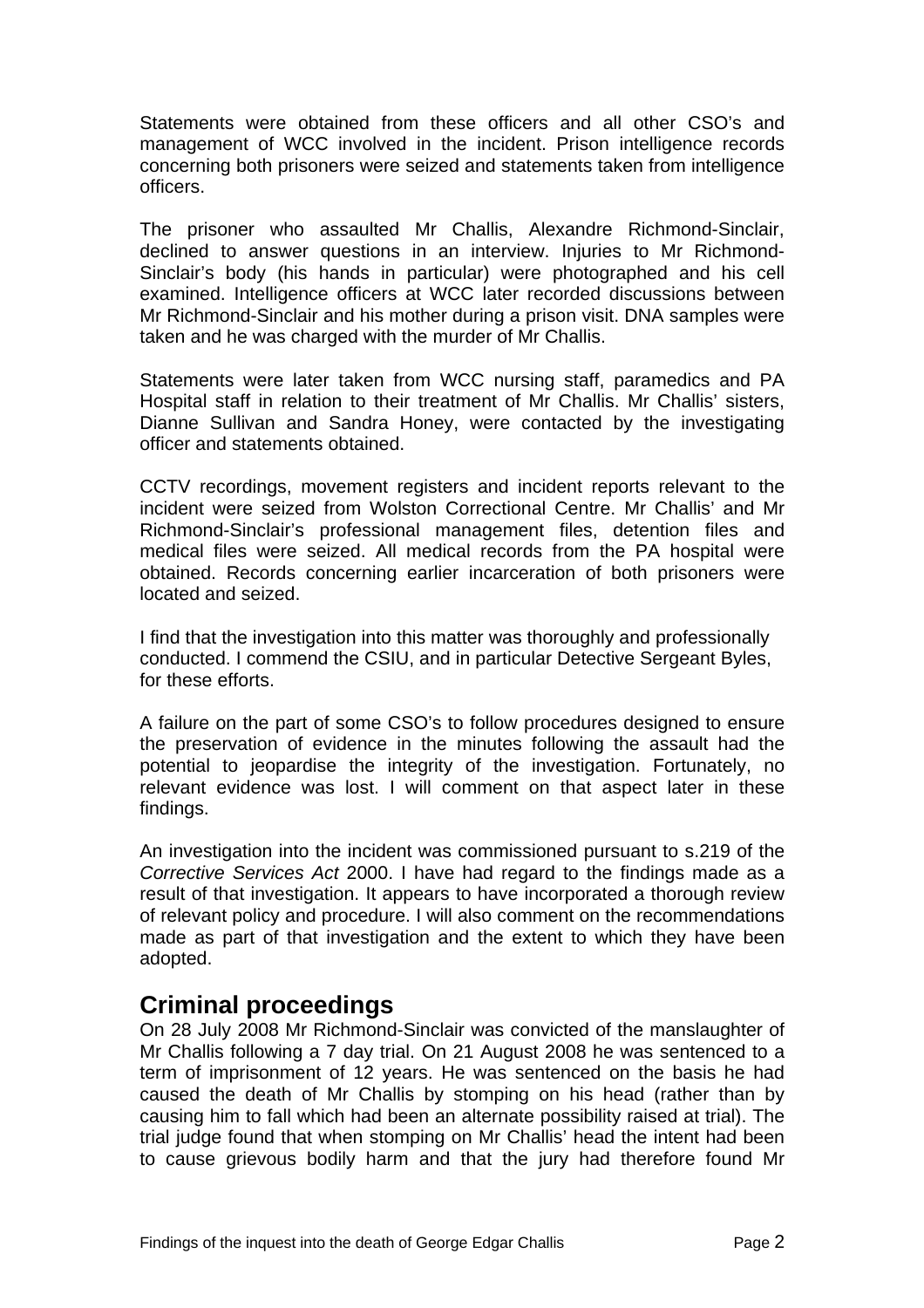Statements were obtained from these officers and all other CSO's and management of WCC involved in the incident. Prison intelligence records concerning both prisoners were seized and statements taken from intelligence officers.

The prisoner who assaulted Mr Challis, Alexandre Richmond-Sinclair, declined to answer questions in an interview. Injuries to Mr Richmond-Sinclair's body (his hands in particular) were photographed and his cell examined. Intelligence officers at WCC later recorded discussions between Mr Richmond-Sinclair and his mother during a prison visit. DNA samples were taken and he was charged with the murder of Mr Challis.

Statements were later taken from WCC nursing staff, paramedics and PA Hospital staff in relation to their treatment of Mr Challis. Mr Challis' sisters, Dianne Sullivan and Sandra Honey, were contacted by the investigating officer and statements obtained.

CCTV recordings, movement registers and incident reports relevant to the incident were seized from Wolston Correctional Centre. Mr Challis' and Mr Richmond-Sinclair's professional management files, detention files and medical files were seized. All medical records from the PA hospital were obtained. Records concerning earlier incarceration of both prisoners were located and seized.

I find that the investigation into this matter was thoroughly and professionally conducted. I commend the CSIU, and in particular Detective Sergeant Byles, for these efforts.

A failure on the part of some CSO's to follow procedures designed to ensure the preservation of evidence in the minutes following the assault had the potential to jeopardise the integrity of the investigation. Fortunately, no relevant evidence was lost. I will comment on that aspect later in these findings.

An investigation into the incident was commissioned pursuant to s.219 of the *Corrective Services Act* 2000. I have had regard to the findings made as a result of that investigation. It appears to have incorporated a thorough review of relevant policy and procedure. I will also comment on the recommendations made as part of that investigation and the extent to which they have been adopted.

## Criminal proceedings

On 28 July 2008 Mr Richmond-Sinclair was convicted of the manslaughter of Mr Challis following a 7 day trial. On 21 August 2008 he was sentenced to a term of imprisonment of 12 years. He was sentenced on the basis he had caused the death of Mr Challis by stomping on his head (rather than by causing him to fall which had been an alternate possibility raised at trial). The trial judge found that when stomping on Mr Challis' head the intent had been to cause grievous bodily harm and that the jury had therefore found Mr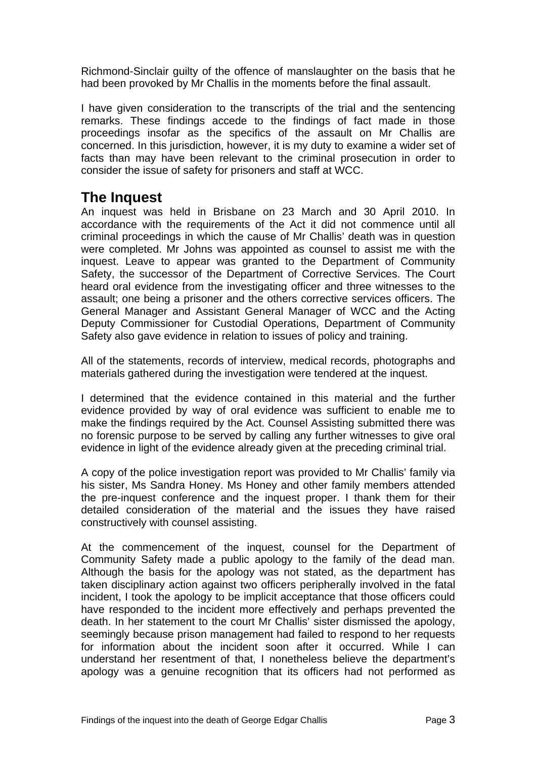Richmond-Sinclair guilty of the offence of manslaughter on the basis that he had been provoked by Mr Challis in the moments before the final assault.

I have given consideration to the transcripts of the trial and the sentencing remarks. These findings accede to the findings of fact made in those proceedings insofar as the specifics of the assault on Mr Challis are concerned. In this jurisdiction, however, it is my duty to examine a wider set of facts than may have been relevant to the criminal prosecution in order to consider the issue of safety for prisoners and staff at WCC.

## The Inquest

An inquest was held in Brisbane on 23 March and 30 April 2010. In accordance with the requirements of the Act it did not commence until all criminal proceedings in which the cause of Mr Challis' death was in question were completed. Mr Johns was appointed as counsel to assist me with the inquest. Leave to appear was granted to the Department of Community Safety, the successor of the Department of Corrective Services. The Court heard oral evidence from the investigating officer and three witnesses to the assault; one being a prisoner and the others corrective services officers. The General Manager and Assistant General Manager of WCC and the Acting Deputy Commissioner for Custodial Operations, Department of Community Safety also gave evidence in relation to issues of policy and training.

All of the statements, records of interview, medical records, photographs and materials gathered during the investigation were tendered at the inquest.

I determined that the evidence contained in this material and the further evidence provided by way of oral evidence was sufficient to enable me to make the findings required by the Act. Counsel Assisting submitted there was no forensic purpose to be served by calling any further witnesses to give oral evidence in light of the evidence already given at the preceding criminal trial.

A copy of the police investigation report was provided to Mr Challis' family via his sister, Ms Sandra Honey. Ms Honey and other family members attended the pre-inquest conference and the inquest proper. I thank them for their detailed consideration of the material and the issues they have raised constructively with counsel assisting.

At the commencement of the inquest, counsel for the Department of Community Safety made a public apology to the family of the dead man. Although the basis for the apology was not stated, as the department has taken disciplinary action against two officers peripherally involved in the fatal incident, I took the apology to be implicit acceptance that those officers could have responded to the incident more effectively and perhaps prevented the death. In her statement to the court Mr Challis' sister dismissed the apology, seemingly because prison management had failed to respond to her requests for information about the incident soon after it occurred. While I can understand her resentment of that, I nonetheless believe the department's apology was a genuine recognition that its officers had not performed as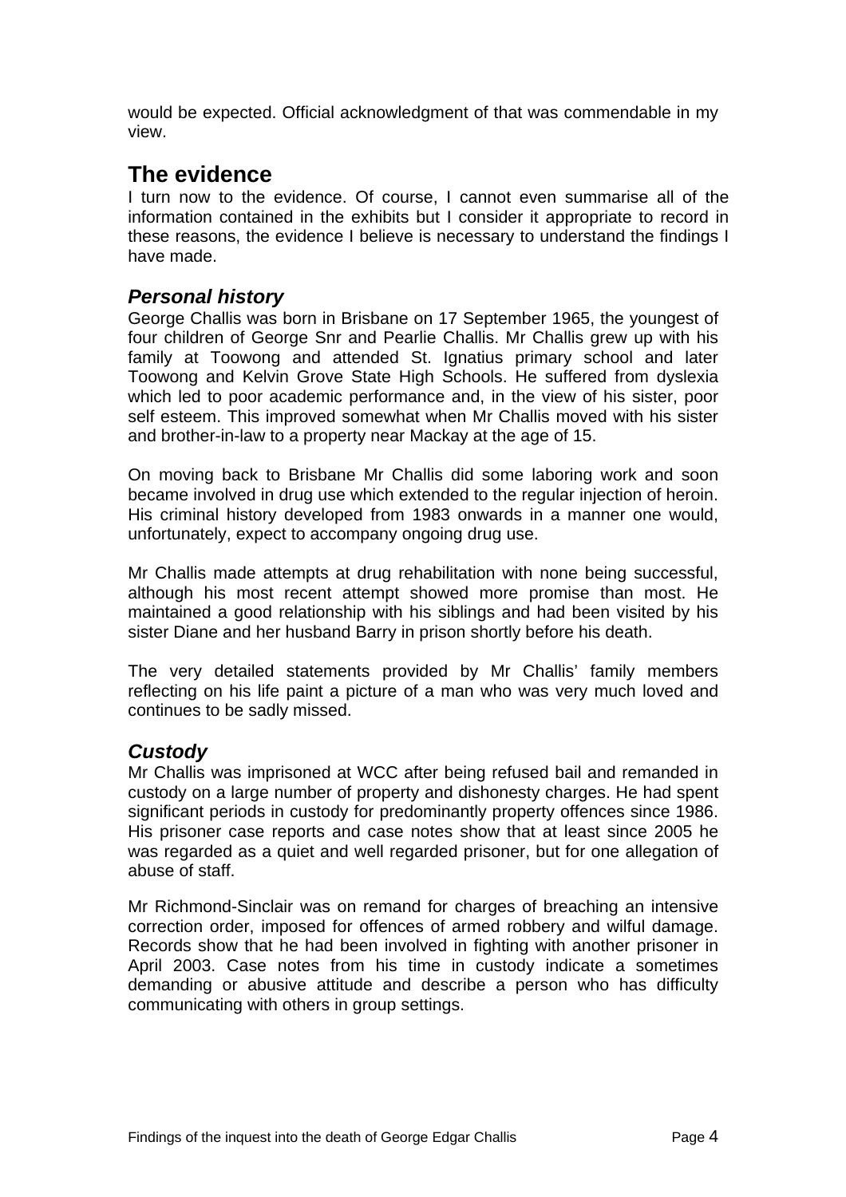would be expected. Official acknowledgment of that was commendable in my view.

## The evidence

I turn now to the evidence. Of course, I cannot even summarise all of the information contained in the exhibits but I consider it appropriate to record in these reasons, the evidence I believe is necessary to understand the findings I have made.

### *Personal history*

George Challis was born in Brisbane on 17 September 1965, the youngest of four children of George Snr and Pearlie Challis. Mr Challis grew up with his family at Toowong and attended St. Ignatius primary school and later Toowong and Kelvin Grove State High Schools. He suffered from dyslexia which led to poor academic performance and, in the view of his sister, poor self esteem. This improved somewhat when Mr Challis moved with his sister and brother-in-law to a property near Mackay at the age of 15.

On moving back to Brisbane Mr Challis did some laboring work and soon became involved in drug use which extended to the regular injection of heroin. His criminal history developed from 1983 onwards in a manner one would, unfortunately, expect to accompany ongoing drug use.

Mr Challis made attempts at drug rehabilitation with none being successful, although his most recent attempt showed more promise than most. He maintained a good relationship with his siblings and had been visited by his sister Diane and her husband Barry in prison shortly before his death.

The very detailed statements provided by Mr Challis' family members reflecting on his life paint a picture of a man who was very much loved and continues to be sadly missed.

### *Custody*

Mr Challis was imprisoned at WCC after being refused bail and remanded in custody on a large number of property and dishonesty charges. He had spent significant periods in custody for predominantly property offences since 1986. His prisoner case reports and case notes show that at least since 2005 he was regarded as a quiet and well regarded prisoner, but for one allegation of abuse of staff.

Mr Richmond-Sinclair was on remand for charges of breaching an intensive correction order, imposed for offences of armed robbery and wilful damage. Records show that he had been involved in fighting with another prisoner in April 2003. Case notes from his time in custody indicate a sometimes demanding or abusive attitude and describe a person who has difficulty communicating with others in group settings.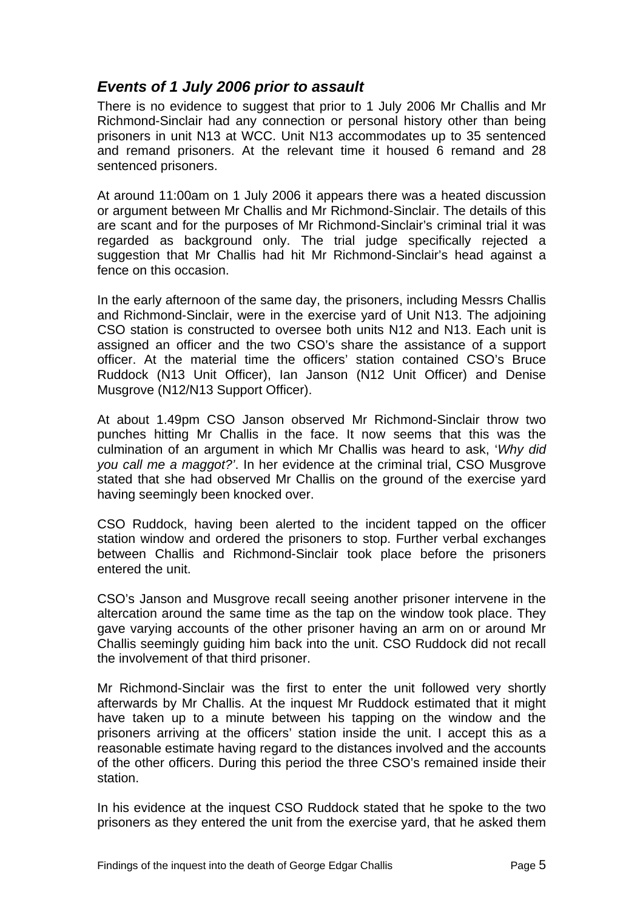## *Events of 1 July 2006 prior to assault*

There is no evidence to suggest that prior to 1 July 2006 Mr Challis and Mr Richmond-Sinclair had any connection or personal history other than being prisoners in unit N13 at WCC. Unit N13 accommodates up to 35 sentenced and remand prisoners. At the relevant time it housed 6 remand and 28 sentenced prisoners.

At around 11:00am on 1 July 2006 it appears there was a heated discussion or argument between Mr Challis and Mr Richmond-Sinclair. The details of this are scant and for the purposes of Mr Richmond-Sinclair's criminal trial it was regarded as background only. The trial judge specifically rejected a suggestion that Mr Challis had hit Mr Richmond-Sinclair's head against a fence on this occasion.

In the early afternoon of the same day, the prisoners, including Messrs Challis and Richmond-Sinclair, were in the exercise yard of Unit N13. The adjoining CSO station is constructed to oversee both units N12 and N13. Each unit is assigned an officer and the two CSO's share the assistance of a support officer. At the material time the officers' station contained CSO's Bruce Ruddock (N13 Unit Officer), Ian Janson (N12 Unit Officer) and Denise Musgrove (N12/N13 Support Officer).

At about 1.49pm CSO Janson observed Mr Richmond-Sinclair throw two punches hitting Mr Challis in the face. It now seems that this was the culmination of an argument in which Mr Challis was heard to ask, '*Why did you call me a maggot?'*. In her evidence at the criminal trial, CSO Musgrove stated that she had observed Mr Challis on the ground of the exercise yard having seemingly been knocked over.

CSO Ruddock, having been alerted to the incident tapped on the officer station window and ordered the prisoners to stop. Further verbal exchanges between Challis and Richmond-Sinclair took place before the prisoners entered the unit.

CSO's Janson and Musgrove recall seeing another prisoner intervene in the altercation around the same time as the tap on the window took place. They gave varying accounts of the other prisoner having an arm on or around Mr Challis seemingly guiding him back into the unit. CSO Ruddock did not recall the involvement of that third prisoner.

Mr Richmond-Sinclair was the first to enter the unit followed very shortly afterwards by Mr Challis. At the inquest Mr Ruddock estimated that it might have taken up to a minute between his tapping on the window and the prisoners arriving at the officers' station inside the unit. I accept this as a reasonable estimate having regard to the distances involved and the accounts of the other officers. During this period the three CSO's remained inside their station.

In his evidence at the inquest CSO Ruddock stated that he spoke to the two prisoners as they entered the unit from the exercise yard, that he asked them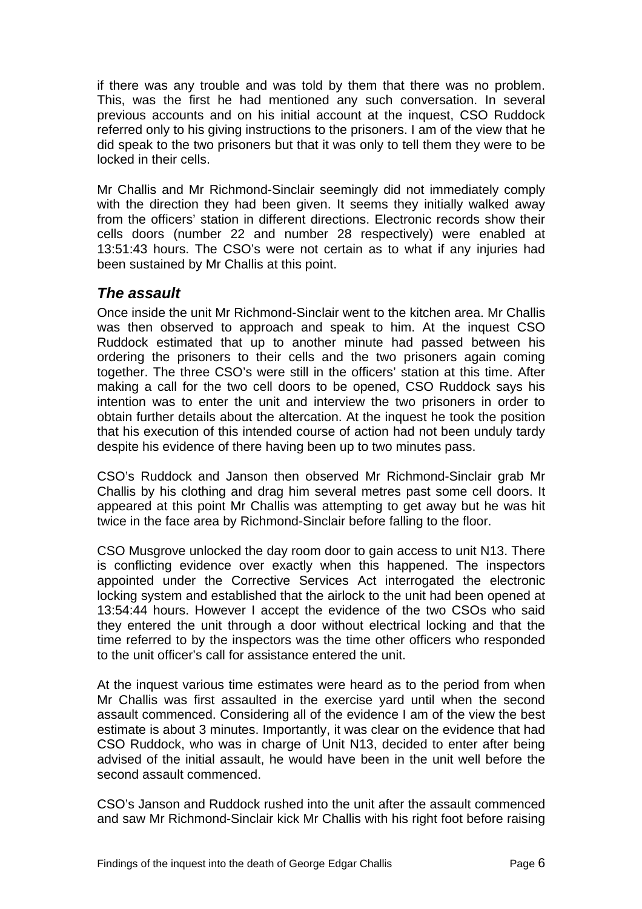if there was any trouble and was told by them that there was no problem. This, was the first he had mentioned any such conversation. In several previous accounts and on his initial account at the inquest, CSO Ruddock referred only to his giving instructions to the prisoners. I am of the view that he did speak to the two prisoners but that it was only to tell them they were to be locked in their cells.

Mr Challis and Mr Richmond-Sinclair seemingly did not immediately comply with the direction they had been given. It seems they initially walked away from the officers' station in different directions. Electronic records show their cells doors (number 22 and number 28 respectively) were enabled at 13:51:43 hours. The CSO's were not certain as to what if any injuries had been sustained by Mr Challis at this point.

### *The assault*

Once inside the unit Mr Richmond-Sinclair went to the kitchen area. Mr Challis was then observed to approach and speak to him. At the inquest CSO Ruddock estimated that up to another minute had passed between his ordering the prisoners to their cells and the two prisoners again coming together. The three CSO's were still in the officers' station at this time. After making a call for the two cell doors to be opened, CSO Ruddock says his intention was to enter the unit and interview the two prisoners in order to obtain further details about the altercation. At the inquest he took the position that his execution of this intended course of action had not been unduly tardy despite his evidence of there having been up to two minutes pass.

CSO's Ruddock and Janson then observed Mr Richmond-Sinclair grab Mr Challis by his clothing and drag him several metres past some cell doors. It appeared at this point Mr Challis was attempting to get away but he was hit twice in the face area by Richmond-Sinclair before falling to the floor.

CSO Musgrove unlocked the day room door to gain access to unit N13. There is conflicting evidence over exactly when this happened. The inspectors appointed under the Corrective Services Act interrogated the electronic locking system and established that the airlock to the unit had been opened at 13:54:44 hours. However I accept the evidence of the two CSOs who said they entered the unit through a door without electrical locking and that the time referred to by the inspectors was the time other officers who responded to the unit officer's call for assistance entered the unit.

At the inquest various time estimates were heard as to the period from when Mr Challis was first assaulted in the exercise yard until when the second assault commenced. Considering all of the evidence I am of the view the best estimate is about 3 minutes. Importantly, it was clear on the evidence that had CSO Ruddock, who was in charge of Unit N13, decided to enter after being advised of the initial assault, he would have been in the unit well before the second assault commenced.

CSO's Janson and Ruddock rushed into the unit after the assault commenced and saw Mr Richmond-Sinclair kick Mr Challis with his right foot before raising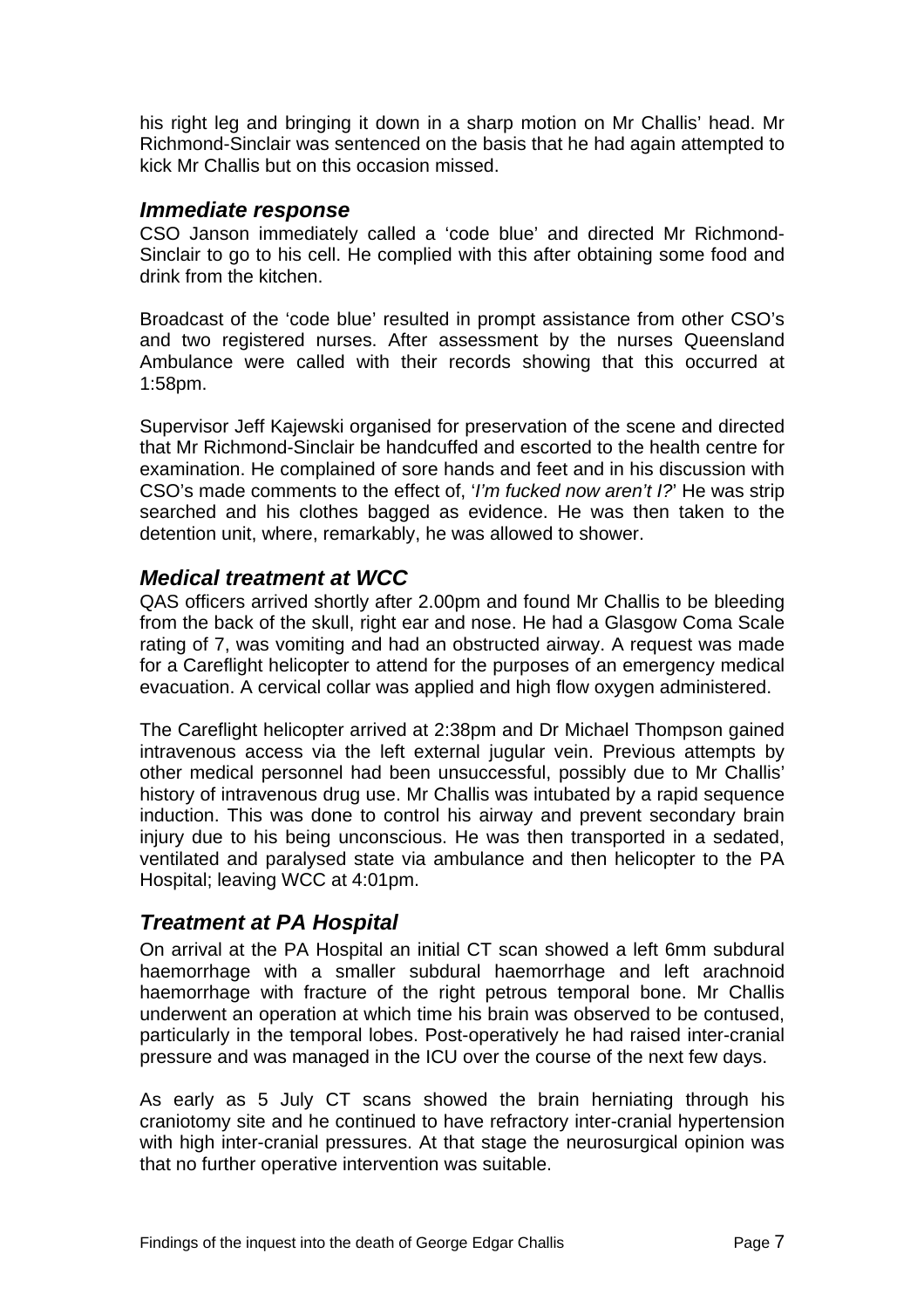his right leg and bringing it down in a sharp motion on Mr Challis' head. Mr Richmond-Sinclair was sentenced on the basis that he had again attempted to kick Mr Challis but on this occasion missed.

### *Immediate response*

CSO Janson immediately called a 'code blue' and directed Mr Richmond-Sinclair to go to his cell. He complied with this after obtaining some food and drink from the kitchen.

Broadcast of the 'code blue' resulted in prompt assistance from other CSO's and two registered nurses. After assessment by the nurses Queensland Ambulance were called with their records showing that this occurred at 1:58pm.

Supervisor Jeff Kajewski organised for preservation of the scene and directed that Mr Richmond-Sinclair be handcuffed and escorted to the health centre for examination. He complained of sore hands and feet and in his discussion with CSO's made comments to the effect of, '*I'm fucked now aren't I?*' He was strip searched and his clothes bagged as evidence. He was then taken to the detention unit, where, remarkably, he was allowed to shower.

### *Medical treatment at WCC*

QAS officers arrived shortly after 2.00pm and found Mr Challis to be bleeding from the back of the skull, right ear and nose. He had a Glasgow Coma Scale rating of 7, was vomiting and had an obstructed airway. A request was made for a Careflight helicopter to attend for the purposes of an emergency medical evacuation. A cervical collar was applied and high flow oxygen administered.

The Careflight helicopter arrived at 2:38pm and Dr Michael Thompson gained intravenous access via the left external jugular vein. Previous attempts by other medical personnel had been unsuccessful, possibly due to Mr Challis' history of intravenous drug use. Mr Challis was intubated by a rapid sequence induction. This was done to control his airway and prevent secondary brain injury due to his being unconscious. He was then transported in a sedated, ventilated and paralysed state via ambulance and then helicopter to the PA Hospital; leaving WCC at 4:01pm.

### *Treatment at PA Hospital*

On arrival at the PA Hospital an initial CT scan showed a left 6mm subdural haemorrhage with a smaller subdural haemorrhage and left arachnoid haemorrhage with fracture of the right petrous temporal bone. Mr Challis underwent an operation at which time his brain was observed to be contused, particularly in the temporal lobes. Post-operatively he had raised inter-cranial pressure and was managed in the ICU over the course of the next few days.

As early as 5 July CT scans showed the brain herniating through his craniotomy site and he continued to have refractory inter-cranial hypertension with high inter-cranial pressures. At that stage the neurosurgical opinion was that no further operative intervention was suitable.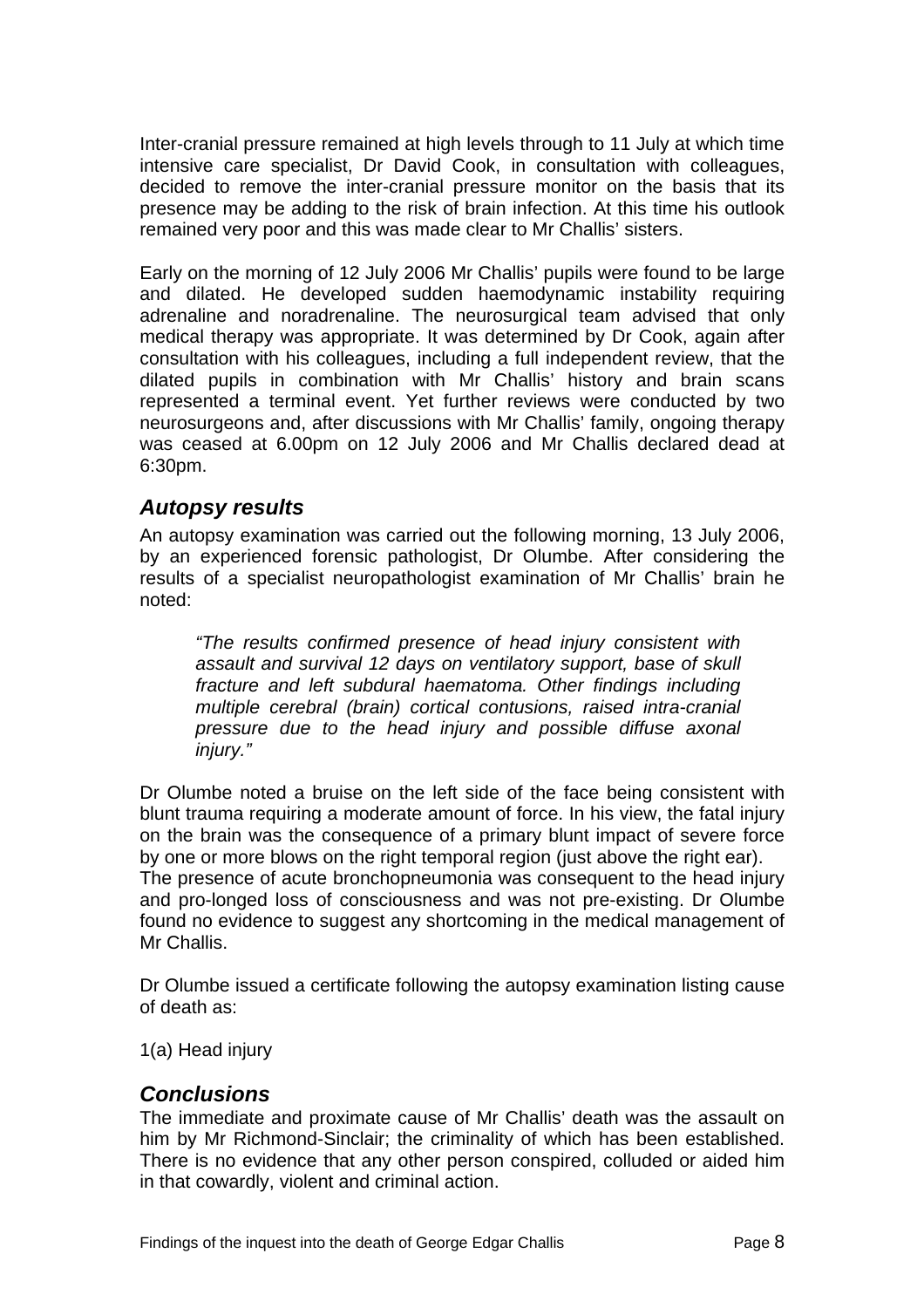Inter-cranial pressure remained at high levels through to 11 July at which time intensive care specialist, Dr David Cook, in consultation with colleagues, decided to remove the inter-cranial pressure monitor on the basis that its presence may be adding to the risk of brain infection. At this time his outlook remained very poor and this was made clear to Mr Challis' sisters.

Early on the morning of 12 July 2006 Mr Challis' pupils were found to be large and dilated. He developed sudden haemodynamic instability requiring adrenaline and noradrenaline. The neurosurgical team advised that only medical therapy was appropriate. It was determined by Dr Cook, again after consultation with his colleagues, including a full independent review, that the dilated pupils in combination with Mr Challis' history and brain scans represented a terminal event. Yet further reviews were conducted by two neurosurgeons and, after discussions with Mr Challis' family, ongoing therapy was ceased at 6.00pm on 12 July 2006 and Mr Challis declared dead at 6:30pm.

## *Autopsy results*

An autopsy examination was carried out the following morning, 13 July 2006, by an experienced forensic pathologist, Dr Olumbe. After considering the results of a specialist neuropathologist examination of Mr Challis' brain he noted:

> *"The results confirmed presence of head injury consistent with assault and survival 12 days on ventilatory support, base of skull fracture and left subdural haematoma. Other findings including multiple cerebral (brain) cortical contusions, raised intra-cranial pressure due to the head injury and possible diffuse axonal injury."*

Dr Olumbe noted a bruise on the left side of the face being consistent with blunt trauma requiring a moderate amount of force. In his view, the fatal injury on the brain was the consequence of a primary blunt impact of severe force by one or more blows on the right temporal region (just above the right ear). The presence of acute bronchopneumonia was consequent to the head injury and pro-longed loss of consciousness and was not pre-existing. Dr Olumbe found no evidence to suggest any shortcoming in the medical management of Mr Challis.

Dr Olumbe issued a certificate following the autopsy examination listing cause of death as:

1(a) Head injury

## *Conclusions*

The immediate and proximate cause of Mr Challis' death was the assault on him by Mr Richmond-Sinclair; the criminality of which has been established. There is no evidence that any other person conspired, colluded or aided him in that cowardly, violent and criminal action.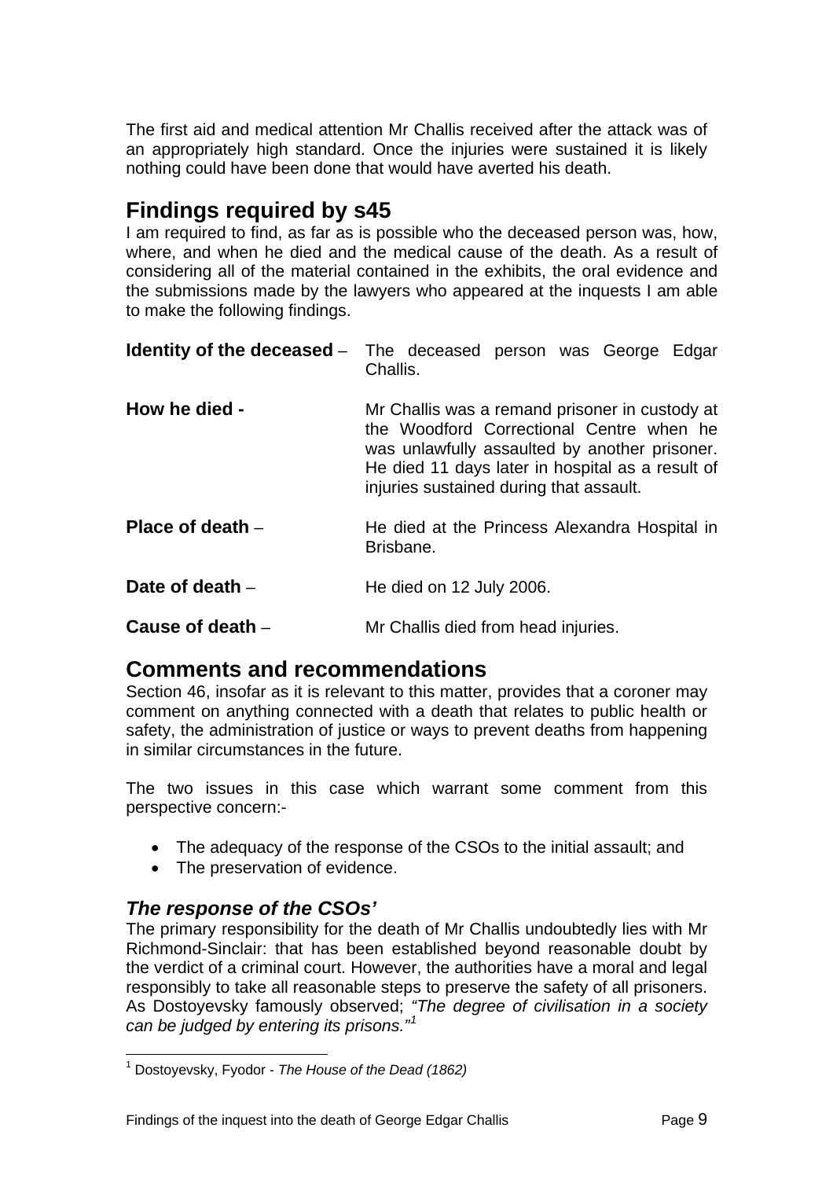The first aid and medical attention Mr Challis received after the attack was of an appropriately high standard. Once the injuries were sustained it is likely nothing could have been done that would have averted his death.

## Findings required by s45

I am required to find, as far as is possible who the deceased person was, how, where, and when he died and the medical cause of the death. As a result of considering all of the material contained in the exhibits, the oral evidence and the submissions made by the lawyers who appeared at the inquests I am able to make the following findings.

**Identity of the deceased** – The deceased person was George Edgar Challis.

**How he died -** Mr Challis was a remand prisoner in custody at the Woodford Correctional Centre when he was unlawfully assaulted by another prisoner. He died 11 days later in hospital as a result of injuries sustained during that assault.

**Place of death** – He died at the Princess Alexandra Hospital in Brisbane.

**Date of death** – He died on 12 July 2006.

**Cause of death** – Mr Challis died from head injuries.

## Comments and recommendations

Section 46, insofar as it is relevant to this matter, provides that a coroner may comment on anything connected with a death that relates to public health or safety, the administration of justice or ways to prevent deaths from happening in similar circumstances in the future.

The two issues in this case which warrant some comment from this perspective concern:-

- The adequacy of the response of the CSOs to the initial assault; and
- The preservation of evidence.

### *The response of the CSOs'*

The primary responsibility for the death of Mr Challis undoubtedly lies with Mr Richmond-Sinclair: that has been established beyond reasonable doubt by the verdict of a criminal court. However, the authorities have a moral and legal responsibly to take all reasonable steps to preserve the safety of all prisoners. As Dostoyevsky famously observed; *"The degree of civilisation in a society can be judged by entering its prisons."*[1]

[1] Dostoyevsky, Fyodor - *The House of the Dead (1862)*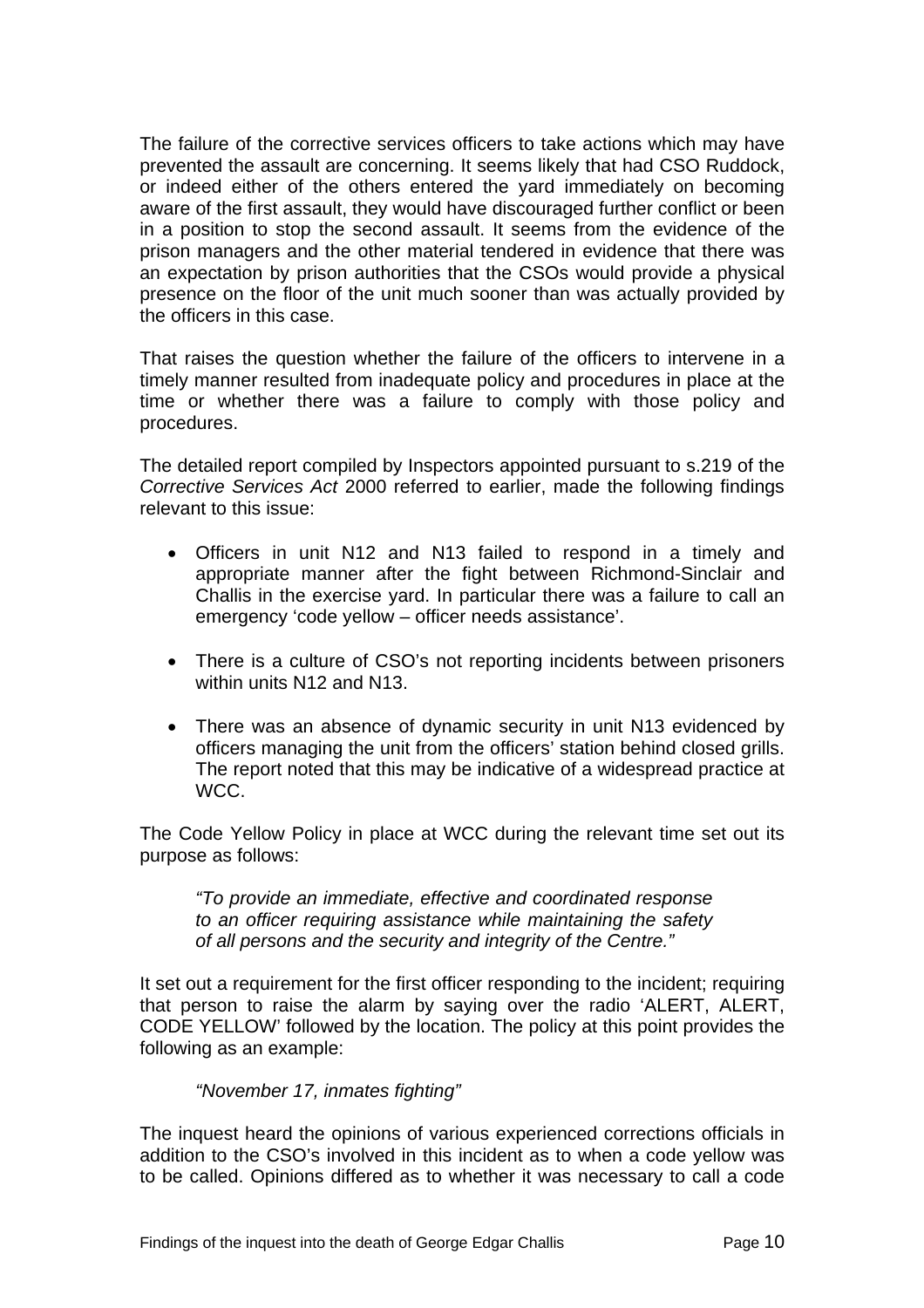The failure of the corrective services officers to take actions which may have prevented the assault are concerning. It seems likely that had CSO Ruddock, or indeed either of the others entered the yard immediately on becoming aware of the first assault, they would have discouraged further conflict or been in a position to stop the second assault. It seems from the evidence of the prison managers and the other material tendered in evidence that there was an expectation by prison authorities that the CSOs would provide a physical presence on the floor of the unit much sooner than was actually provided by the officers in this case.

That raises the question whether the failure of the officers to intervene in a timely manner resulted from inadequate policy and procedures in place at the time or whether there was a failure to comply with those policy and procedures.

The detailed report compiled by Inspectors appointed pursuant to s.219 of the *Corrective Services Act* 2000 referred to earlier, made the following findings relevant to this issue:

- Officers in unit N12 and N13 failed to respond in a timely and appropriate manner after the fight between Richmond-Sinclair and Challis in the exercise yard. In particular there was a failure to call an emergency 'code yellow – officer needs assistance'.

- There is a culture of CSO's not reporting incidents between prisoners within units N12 and N13.

- There was an absence of dynamic security in unit N13 evidenced by officers managing the unit from the officers' station behind closed grills. The report noted that this may be indicative of a widespread practice at WCC.

The Code Yellow Policy in place at WCC during the relevant time set out its purpose as follows:

> *"To provide an immediate, effective and coordinated response to an officer requiring assistance while maintaining the safety of all persons and the security and integrity of the Centre."*

It set out a requirement for the first officer responding to the incident; requiring that person to raise the alarm by saying over the radio 'ALERT, ALERT, CODE YELLOW' followed by the location. The policy at this point provides the following as an example:

> *"November 17, inmates fighting"*

The inquest heard the opinions of various experienced corrections officials in addition to the CSO's involved in this incident as to when a code yellow was to be called. Opinions differed as to whether it was necessary to call a code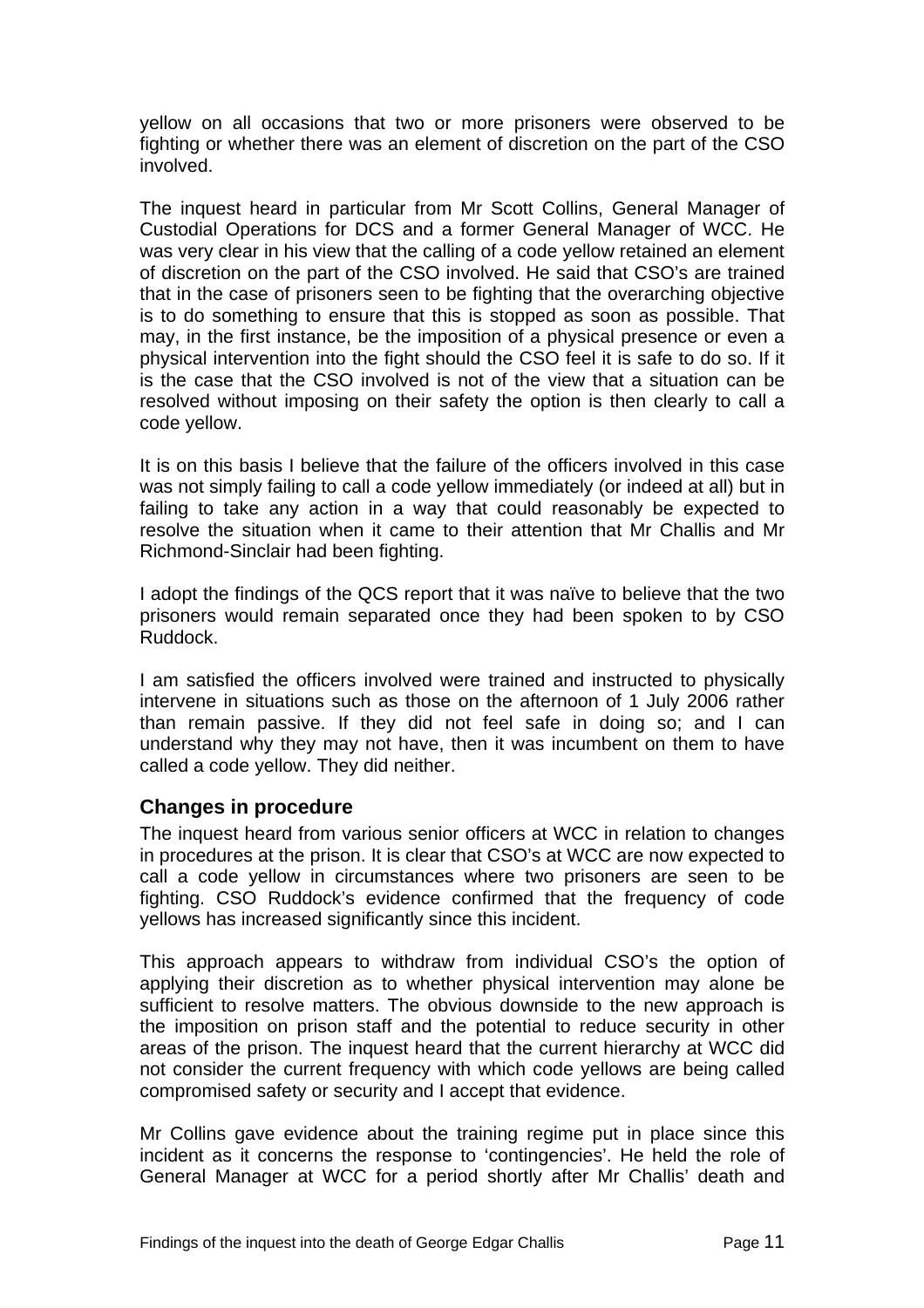yellow on all occasions that two or more prisoners were observed to be fighting or whether there was an element of discretion on the part of the CSO involved.

The inquest heard in particular from Mr Scott Collins, General Manager of Custodial Operations for DCS and a former General Manager of WCC. He was very clear in his view that the calling of a code yellow retained an element of discretion on the part of the CSO involved. He said that CSO's are trained that in the case of prisoners seen to be fighting that the overarching objective is to do something to ensure that this is stopped as soon as possible. That may, in the first instance, be the imposition of a physical presence or even a physical intervention into the fight should the CSO feel it is safe to do so. If it is the case that the CSO involved is not of the view that a situation can be resolved without imposing on their safety the option is then clearly to call a code yellow.

It is on this basis I believe that the failure of the officers involved in this case was not simply failing to call a code yellow immediately (or indeed at all) but in failing to take any action in a way that could reasonably be expected to resolve the situation when it came to their attention that Mr Challis and Mr Richmond-Sinclair had been fighting.

I adopt the findings of the QCS report that it was naïve to believe that the two prisoners would remain separated once they had been spoken to by CSO Ruddock.

I am satisfied the officers involved were trained and instructed to physically intervene in situations such as those on the afternoon of 1 July 2006 rather than remain passive. If they did not feel safe in doing so; and I can understand why they may not have, then it was incumbent on them to have called a code yellow. They did neither.

### Changes in procedure

The inquest heard from various senior officers at WCC in relation to changes in procedures at the prison. It is clear that CSO's at WCC are now expected to call a code yellow in circumstances where two prisoners are seen to be fighting. CSO Ruddock's evidence confirmed that the frequency of code yellows has increased significantly since this incident.

This approach appears to withdraw from individual CSO's the option of applying their discretion as to whether physical intervention may alone be sufficient to resolve matters. The obvious downside to the new approach is the imposition on prison staff and the potential to reduce security in other areas of the prison. The inquest heard that the current hierarchy at WCC did not consider the current frequency with which code yellows are being called compromised safety or security and I accept that evidence.

Mr Collins gave evidence about the training regime put in place since this incident as it concerns the response to 'contingencies'. He held the role of General Manager at WCC for a period shortly after Mr Challis' death and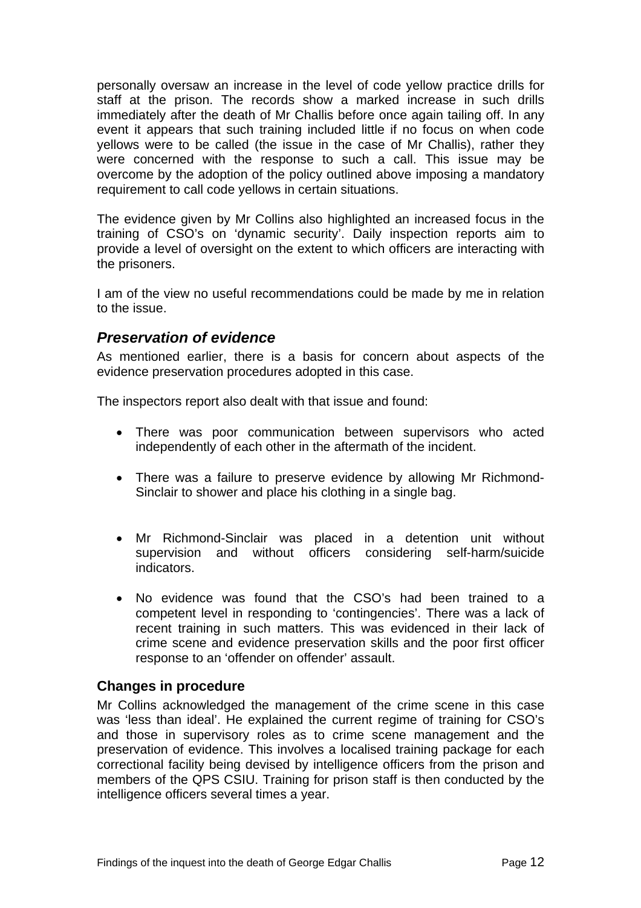personally oversaw an increase in the level of code yellow practice drills for staff at the prison. The records show a marked increase in such drills immediately after the death of Mr Challis before once again tailing off. In any event it appears that such training included little if no focus on when code yellows were to be called (the issue in the case of Mr Challis), rather they were concerned with the response to such a call. This issue may be overcome by the adoption of the policy outlined above imposing a mandatory requirement to call code yellows in certain situations.

The evidence given by Mr Collins also highlighted an increased focus in the training of CSO's on 'dynamic security'. Daily inspection reports aim to provide a level of oversight on the extent to which officers are interacting with the prisoners.

I am of the view no useful recommendations could be made by me in relation to the issue.

## *Preservation of evidence*

As mentioned earlier, there is a basis for concern about aspects of the evidence preservation procedures adopted in this case.

The inspectors report also dealt with that issue and found:

- There was poor communication between supervisors who acted independently of each other in the aftermath of the incident.
- There was a failure to preserve evidence by allowing Mr Richmond-Sinclair to shower and place his clothing in a single bag.
- Mr Richmond-Sinclair was placed in a detention unit without supervision and without officers considering self-harm/suicide indicators.
- No evidence was found that the CSO's had been trained to a competent level in responding to 'contingencies'. There was a lack of recent training in such matters. This was evidenced in their lack of crime scene and evidence preservation skills and the poor first officer response to an 'offender on offender' assault.

### **Changes in procedure**

Mr Collins acknowledged the management of the crime scene in this case was 'less than ideal'. He explained the current regime of training for CSO's and those in supervisory roles as to crime scene management and the preservation of evidence. This involves a localised training package for each correctional facility being devised by intelligence officers from the prison and members of the QPS CSIU. Training for prison staff is then conducted by the intelligence officers several times a year.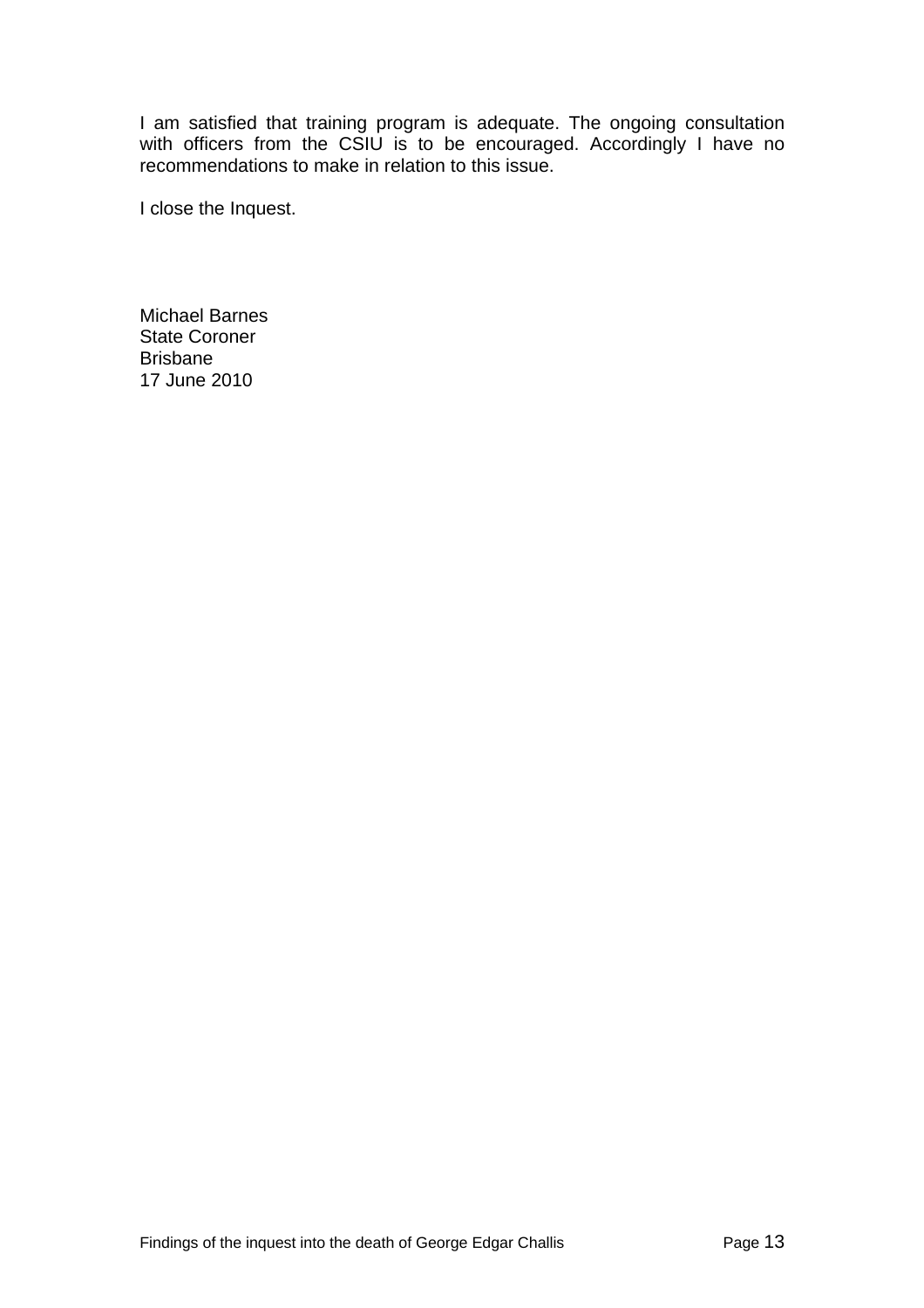I am satisfied that training program is adequate. The ongoing consultation with officers from the CSIU is to be encouraged. Accordingly I have no recommendations to make in relation to this issue.

I close the Inquest.

Michael Barnes
State Coroner
Brisbane
17 June 2010